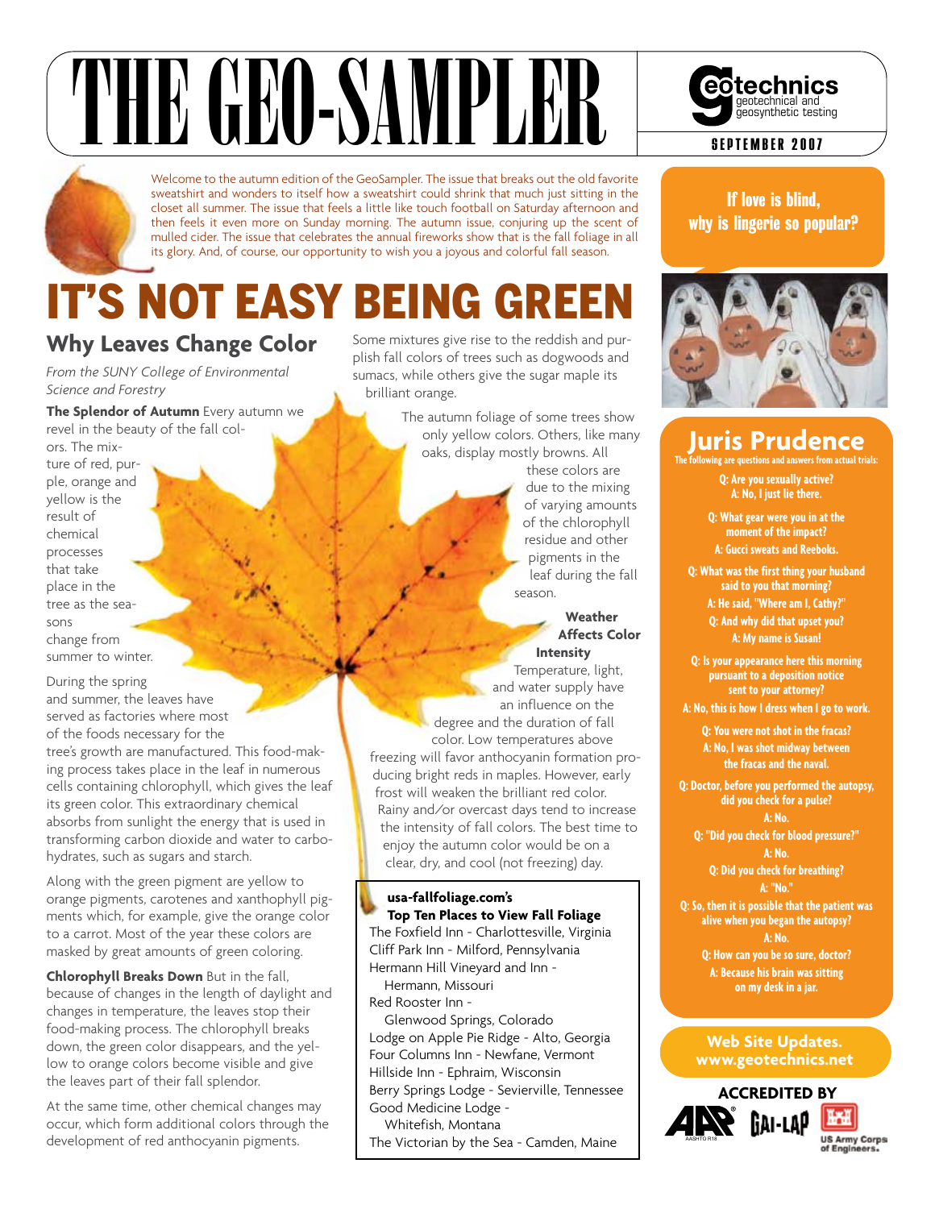# THE GEO-SAMPLER

**geotechnics** geotechnical and geosynthetic testing

**SEPTEMBER 2007**

Welcome to the autumn edition of the GeoSampler. The issue that breaks out the old favorite sweatshirt and wonders to itself how a sweatshirt could shrink that much just sitting in the closet all summer. The issue that feels a little like touch football on Saturday afternoon and then feels it even more on Sunday morning. The autumn issue, conjuring up the scent of mulled cider. The issue that celebrates the annual fireworks show that is the fall foliage in all its glory. And, of course, our opportunity to wish you a joyous and colorful fall season.

# IT'S NOT EASY BEING GREEN

## Why Leaves Change Color

*From the SUNY College of Environmental Science and Forestry*

**The Splendor of Autumn** Every autumn we revel in the beauty of the fall colors. The mixture of red, purple, orange and yellow is the result of chemical processes that take place in the tree as the seasons change from summer to winter.

During the spring and summer, the leaves have served as factories where most of the foods necessary for the tree's growth are manufactured. This food-making process takes place in the leaf in numerous cells containing chlorophyll, which gives the leaf its green color. This extraordinary chemical absorbs from sunlight the energy that is used in transforming carbon dioxide and water to carbohydrates, such as sugars and starch.

Along with the green pigment are yellow to orange pigments, carotenes and xanthophyll pigments which, for example, give the orange color to a carrot. Most of the year these colors are masked by great amounts of green coloring.

**Chlorophyll Breaks Down** But in the fall, because of changes in the length of daylight and changes in temperature, the leaves stop their food-making process. The chlorophyll breaks down, the green color disappears, and the yellow to orange colors become visible and give the leaves part of their fall splendor.

At the same time, other chemical changes may occur, which form additional colors through the development of red anthocyanin pigments. Some mixtures give rise to the reddish and purplish fall colors of trees such as dogwoods and sumacs, while others give the sugar maple its brilliant orange.

The autumn foliage of some trees show only yellow colors. Others, like many oaks, display mostly browns. All these colors are due to the mixing of varying amounts of the chlorophyll residue and other pigments in the leaf during the fall season.

**Weather Affects Color Intensity** Temperature, light, and water supply have an influence on the degree and the duration of fall color. Low temperatures above freezing will favor anthocyanin formation producing bright reds in maples. However, early frost will weaken the brilliant red color. Rainy and/or overcast days tend to increase the intensity of fall colors. The best time to enjoy the autumn color would be on a clear, dry, and cool (not freezing) day.

**usa-fallfoliage.com's Top Ten Places to View Fall Foliage**

- The Foxfield Inn - Charlottesville, Virginia
- Cliff Park Inn - Milford, Pennsylvania
- Hermann Hill Vineyard and Inn - Hermann, Missouri
- Red Rooster Inn - Glenwood Springs, Colorado
- Lodge on Apple Pie Ridge - Alto, Georgia
- Four Columns Inn - Newfane, Vermont
- Hillside Inn - Ephraim, Wisconsin
- Berry Springs Lodge - Sevierville, Tennessee
- Good Medicine Lodge - Whitefish, Montana
- The Victorian by the Sea - Camden, Maine

**If love is blind, why is lingerie so popular?**

## Juris Prudence

**The following are questions and answers from actual trials:**

**Q: Are you sexually active?**
**A: No, I just lie there.**

**Q: What gear were you in at the moment of the impact?**
**A: Gucci sweats and Reeboks.**

**Q: What was the first thing your husband said to you that morning?**
**A: He said, "Where am I, Cathy?"**
**Q: And why did that upset you?**
**A: My name is Susan!**

**Q: Is your appearance here this morning pursuant to a deposition notice sent to your attorney?**
**A: No, this is how I dress when I go to work.**

**Q: You were not shot in the fracas?**
**A: No, I was shot midway between the fracas and the naval.**

**Q: Doctor, before you performed the autopsy, did you check for a pulse?**
**A: No.**
**Q: "Did you check for blood pressure?"**
**A: No.**
**Q: Did you check for breathing?**
**A: "No."**
**Q: So, then it is possible that the patient was alive when you began the autopsy?**
**A: No.**
**Q: How can you be so sure, doctor?**
**A: Because his brain was sitting on my desk in a jar.**

**Web Site Updates. www.geotechnics.net**

**ACCREDITED BY**

AASHTO R18 · GAI-LAP · US Army Corps of Engineers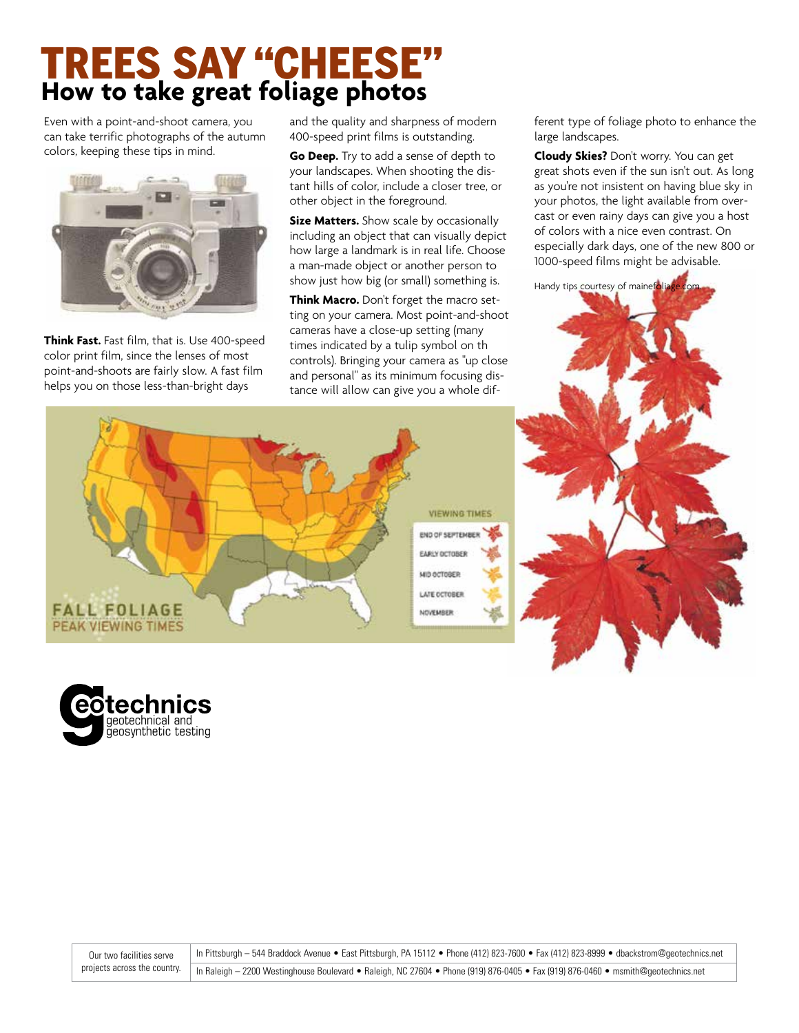# TREES SAY "CHEESE"
## How to take great foliage photos

Even with a point-and-shoot camera, you can take terrific photographs of the autumn colors, keeping these tips in mind.

**Think Fast.** Fast film, that is. Use 400-speed color print film, since the lenses of most point-and-shoots are fairly slow. A fast film helps you on those less-than-bright days and the quality and sharpness of modern 400-speed print films is outstanding.

**Go Deep.** Try to add a sense of depth to your landscapes. When shooting the distant hills of color, include a closer tree, or other object in the foreground.

**Size Matters.** Show scale by occasionally including an object that can visually depict how large a landmark is in real life. Choose a man-made object or another person to show just how big (or small) something is.

**Think Macro.** Don't forget the macro setting on your camera. Most point-and-shoot cameras have a close-up setting (many times indicated by a tulip symbol on th controls). Bringing your camera as "up close and personal" as its minimum focusing distance will allow can give you a whole different type of foliage photo to enhance the large landscapes.

**Cloudy Skies?** Don't worry. You can get great shots even if the sun isn't out. As long as you're not insistent on having blue sky in your photos, the light available from overcast or even rainy days can give you a host of colors with a nice even contrast. On especially dark days, one of the new 800 or 1000-speed films might be advisable.

Handy tips courtesy of mainefoliage.com

FALL FOLIAGE
PEAK VIEWING TIMES

VIEWING TIMES
END OF SEPTEMBER
EARLY OCTOBER
MID OCTOBER
LATE OCTOBER
NOVEMBER

geotechnics
geotechnical and geosynthetic testing

| | |
|---|---|
| Our two facilities serve projects across the country. | In Pittsburgh – 544 Braddock Avenue • East Pittsburgh, PA 15112 • Phone (412) 823-7600 • Fax (412) 823-8999 • dbackstrom@geotechnics.net |
| | In Raleigh – 2200 Westinghouse Boulevard • Raleigh, NC 27604 • Phone (919) 876-0405 • Fax (919) 876-0460 • msmith@geotechnics.net |